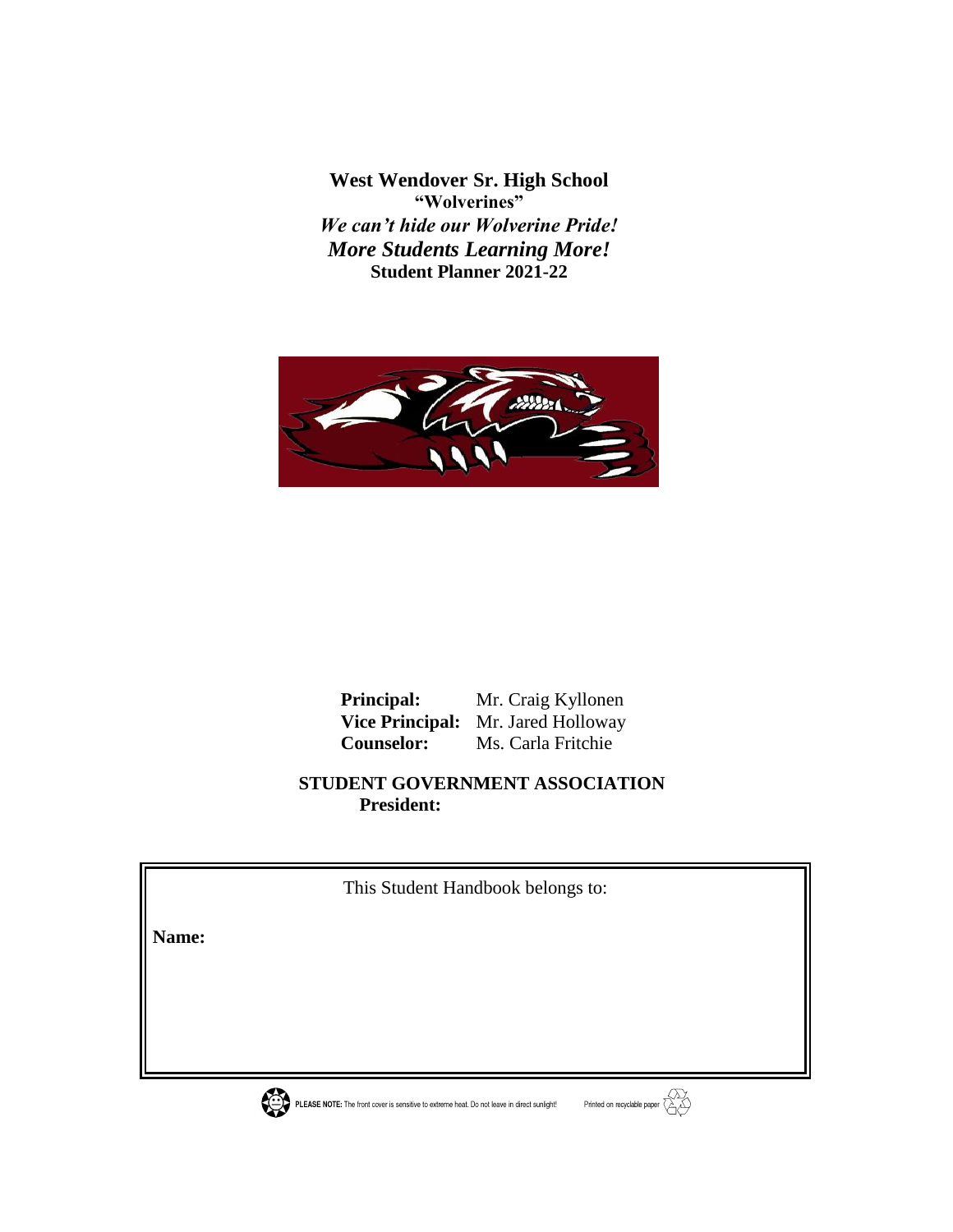# West Wendover Sr. High School

**"Wolverines"**

***We can't hide our Wolverine Pride!***

***More Students Learning More!***

**Student Planner 2021-22**

**Principal:** Mr. Craig Kyllonen
**Vice Principal:** Mr. Jared Holloway
**Counselor:** Ms. Carla Fritchie

**STUDENT GOVERNMENT ASSOCIATION**
**President:**

This Student Handbook belongs to:

**Name:**

**PLEASE NOTE:** The front cover is sensitive to extreme heat. Do not leave in direct sunlight!

Printed on recyclable paper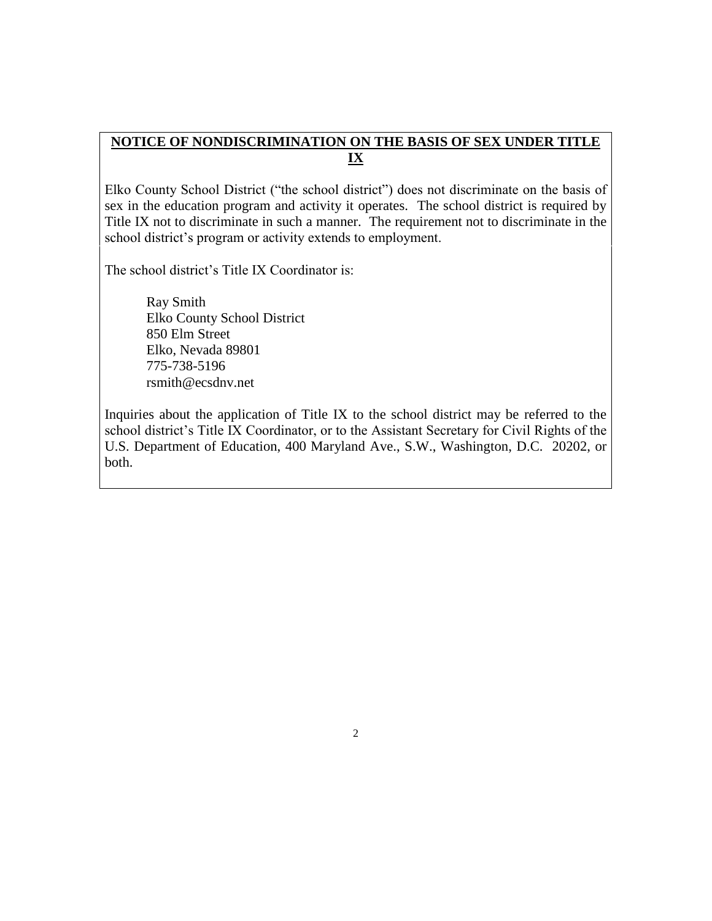## NOTICE OF NONDISCRIMINATION ON THE BASIS OF SEX UNDER TITLE IX

Elko County School District ("the school district") does not discriminate on the basis of sex in the education program and activity it operates. The school district is required by Title IX not to discriminate in such a manner. The requirement not to discriminate in the school district's program or activity extends to employment.

The school district's Title IX Coordinator is:

Ray Smith
Elko County School District
850 Elm Street
Elko, Nevada 89801
775-738-5196
rsmith@ecsdnv.net

Inquiries about the application of Title IX to the school district may be referred to the school district's Title IX Coordinator, or to the Assistant Secretary for Civil Rights of the U.S. Department of Education, 400 Maryland Ave., S.W., Washington, D.C. 20202, or both.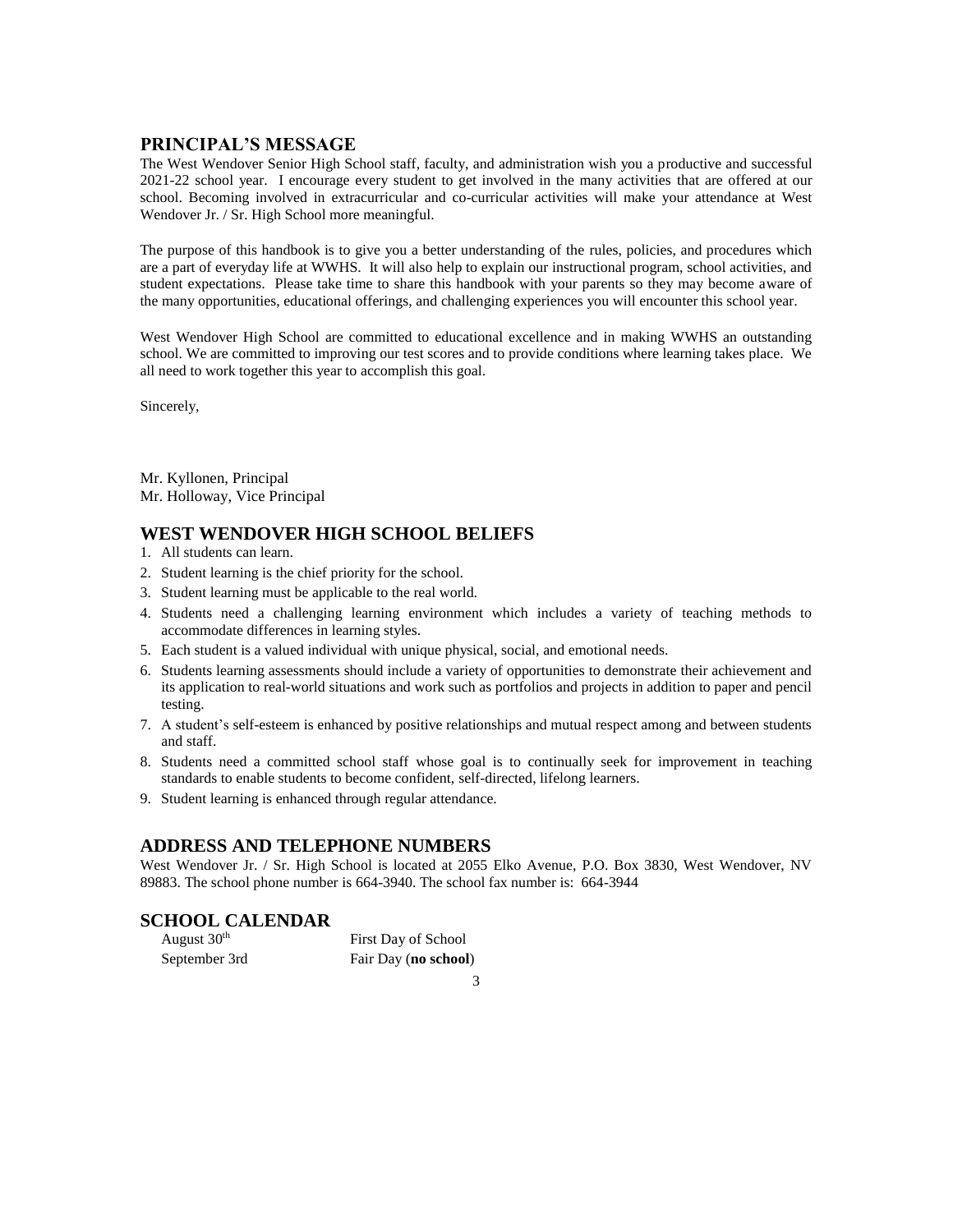## PRINCIPAL'S MESSAGE

The West Wendover Senior High School staff, faculty, and administration wish you a productive and successful 2021-22 school year. I encourage every student to get involved in the many activities that are offered at our school. Becoming involved in extracurricular and co-curricular activities will make your attendance at West Wendover Jr. / Sr. High School more meaningful.

The purpose of this handbook is to give you a better understanding of the rules, policies, and procedures which are a part of everyday life at WWHS. It will also help to explain our instructional program, school activities, and student expectations. Please take time to share this handbook with your parents so they may become aware of the many opportunities, educational offerings, and challenging experiences you will encounter this school year.

West Wendover High School are committed to educational excellence and in making WWHS an outstanding school. We are committed to improving our test scores and to provide conditions where learning takes place. We all need to work together this year to accomplish this goal.

Sincerely,

Mr. Kyllonen, Principal
Mr. Holloway, Vice Principal

## WEST WENDOVER HIGH SCHOOL BELIEFS

1. All students can learn.
2. Student learning is the chief priority for the school.
3. Student learning must be applicable to the real world.
4. Students need a challenging learning environment which includes a variety of teaching methods to accommodate differences in learning styles.
5. Each student is a valued individual with unique physical, social, and emotional needs.
6. Students learning assessments should include a variety of opportunities to demonstrate their achievement and its application to real-world situations and work such as portfolios and projects in addition to paper and pencil testing.
7. A student's self-esteem is enhanced by positive relationships and mutual respect among and between students and staff.
8. Students need a committed school staff whose goal is to continually seek for improvement in teaching standards to enable students to become confident, self-directed, lifelong learners.
9. Student learning is enhanced through regular attendance.

## ADDRESS AND TELEPHONE NUMBERS

West Wendover Jr. / Sr. High School is located at 2055 Elko Avenue, P.O. Box 3830, West Wendover, NV 89883. The school phone number is 664-3940. The school fax number is: 664-3944

## SCHOOL CALENDAR

| | |
|---|---|
| August 30th | First Day of School |
| September 3rd | Fair Day (**no school**) |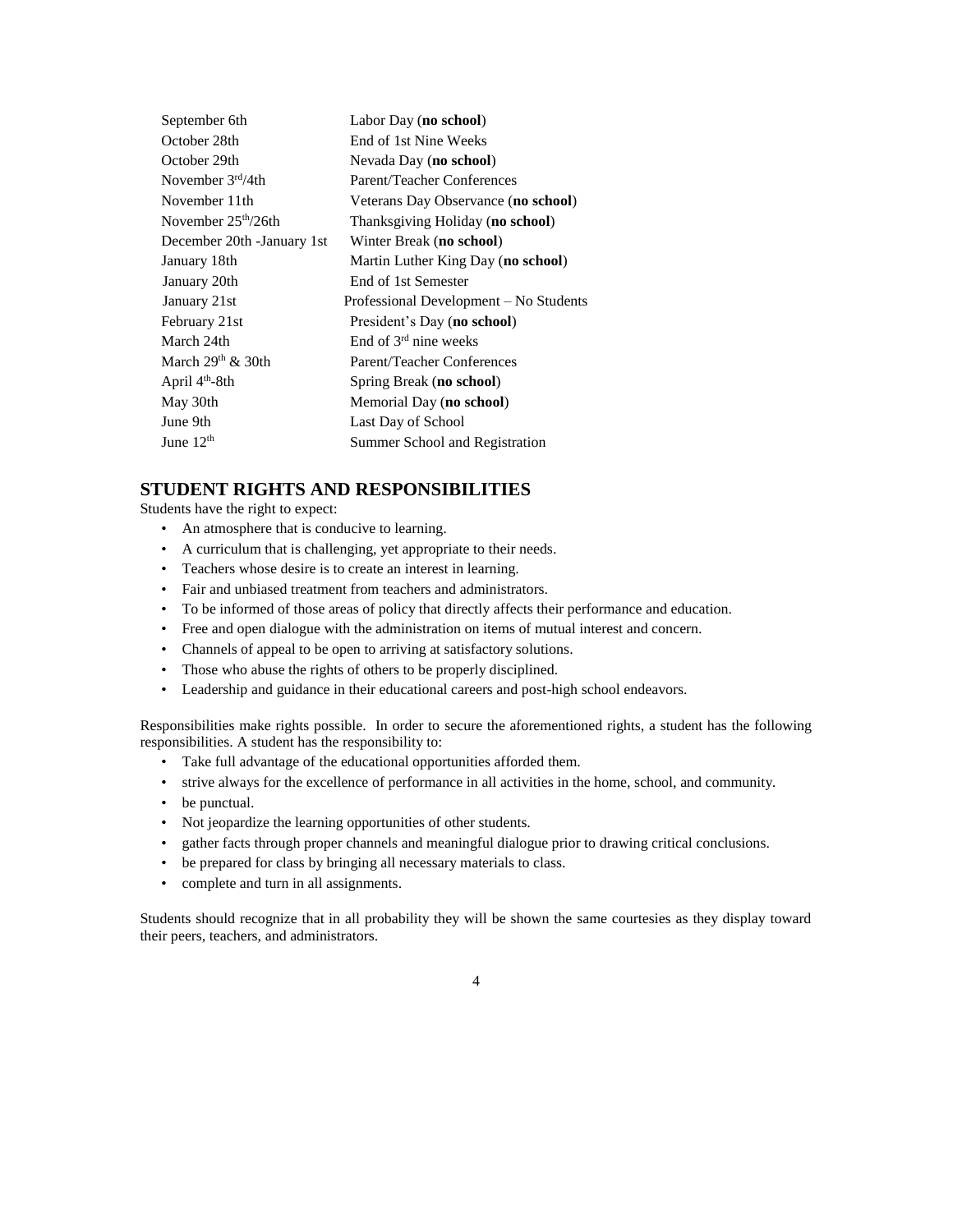| | |
|---|---|
| September 6th | Labor Day (**no school**) |
| October 28th | End of 1st Nine Weeks |
| October 29th | Nevada Day (**no school**) |
| November 3rd/4th | Parent/Teacher Conferences |
| November 11th | Veterans Day Observance (**no school**) |
| November 25th/26th | Thanksgiving Holiday (**no school**) |
| December 20th -January 1st | Winter Break (**no school**) |
| January 18th | Martin Luther King Day (**no school**) |
| January 20th | End of 1st Semester |
| January 21st | Professional Development – No Students |
| February 21st | President's Day (**no school**) |
| March 24th | End of 3rd nine weeks |
| March 29th & 30th | Parent/Teacher Conferences |
| April 4th-8th | Spring Break (**no school**) |
| May 30th | Memorial Day (**no school**) |
| June 9th | Last Day of School |
| June 12th | Summer School and Registration |

## STUDENT RIGHTS AND RESPONSIBILITIES

Students have the right to expect:

- An atmosphere that is conducive to learning.
- A curriculum that is challenging, yet appropriate to their needs.
- Teachers whose desire is to create an interest in learning.
- Fair and unbiased treatment from teachers and administrators.
- To be informed of those areas of policy that directly affects their performance and education.
- Free and open dialogue with the administration on items of mutual interest and concern.
- Channels of appeal to be open to arriving at satisfactory solutions.
- Those who abuse the rights of others to be properly disciplined.
- Leadership and guidance in their educational careers and post-high school endeavors.

Responsibilities make rights possible. In order to secure the aforementioned rights, a student has the following responsibilities. A student has the responsibility to:

- Take full advantage of the educational opportunities afforded them.
- strive always for the excellence of performance in all activities in the home, school, and community.
- be punctual.
- Not jeopardize the learning opportunities of other students.
- gather facts through proper channels and meaningful dialogue prior to drawing critical conclusions.
- be prepared for class by bringing all necessary materials to class.
- complete and turn in all assignments.

Students should recognize that in all probability they will be shown the same courtesies as they display toward their peers, teachers, and administrators.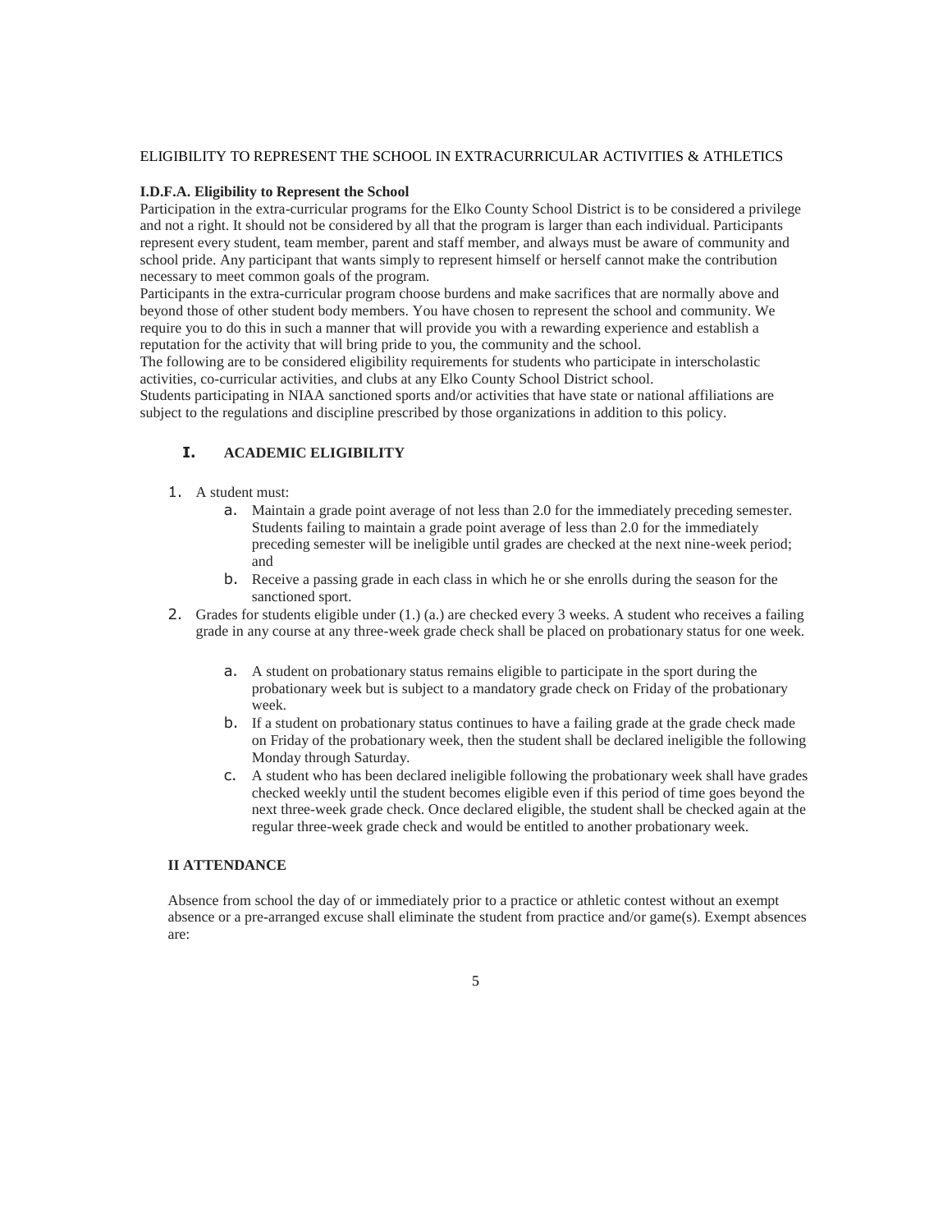ELIGIBILITY TO REPRESENT THE SCHOOL IN EXTRACURRICULAR ACTIVITIES & ATHLETICS

**I.D.F.A. Eligibility to Represent the School**

Participation in the extra-curricular programs for the Elko County School District is to be considered a privilege and not a right. It should not be considered by all that the program is larger than each individual. Participants represent every student, team member, parent and staff member, and always must be aware of community and school pride. Any participant that wants simply to represent himself or herself cannot make the contribution necessary to meet common goals of the program.

Participants in the extra-curricular program choose burdens and make sacrifices that are normally above and beyond those of other student body members. You have chosen to represent the school and community. We require you to do this in such a manner that will provide you with a rewarding experience and establish a reputation for the activity that will bring pride to you, the community and the school.

The following are to be considered eligibility requirements for students who participate in interscholastic activities, co-curricular activities, and clubs at any Elko County School District school.

Students participating in NIAA sanctioned sports and/or activities that have state or national affiliations are subject to the regulations and discipline prescribed by those organizations in addition to this policy.

## I. ACADEMIC ELIGIBILITY

1. A student must:
   a. Maintain a grade point average of not less than 2.0 for the immediately preceding semester. Students failing to maintain a grade point average of less than 2.0 for the immediately preceding semester will be ineligible until grades are checked at the next nine-week period; and
   b. Receive a passing grade in each class in which he or she enrolls during the season for the sanctioned sport.
2. Grades for students eligible under (1.) (a.) are checked every 3 weeks. A student who receives a failing grade in any course at any three-week grade check shall be placed on probationary status for one week.
   a. A student on probationary status remains eligible to participate in the sport during the probationary week but is subject to a mandatory grade check on Friday of the probationary week.
   b. If a student on probationary status continues to have a failing grade at the grade check made on Friday of the probationary week, then the student shall be declared ineligible the following Monday through Saturday.
   c. A student who has been declared ineligible following the probationary week shall have grades checked weekly until the student becomes eligible even if this period of time goes beyond the next three-week grade check. Once declared eligible, the student shall be checked again at the regular three-week grade check and would be entitled to another probationary week.

## II ATTENDANCE

Absence from school the day of or immediately prior to a practice or athletic contest without an exempt absence or a pre-arranged excuse shall eliminate the student from practice and/or game(s). Exempt absences are: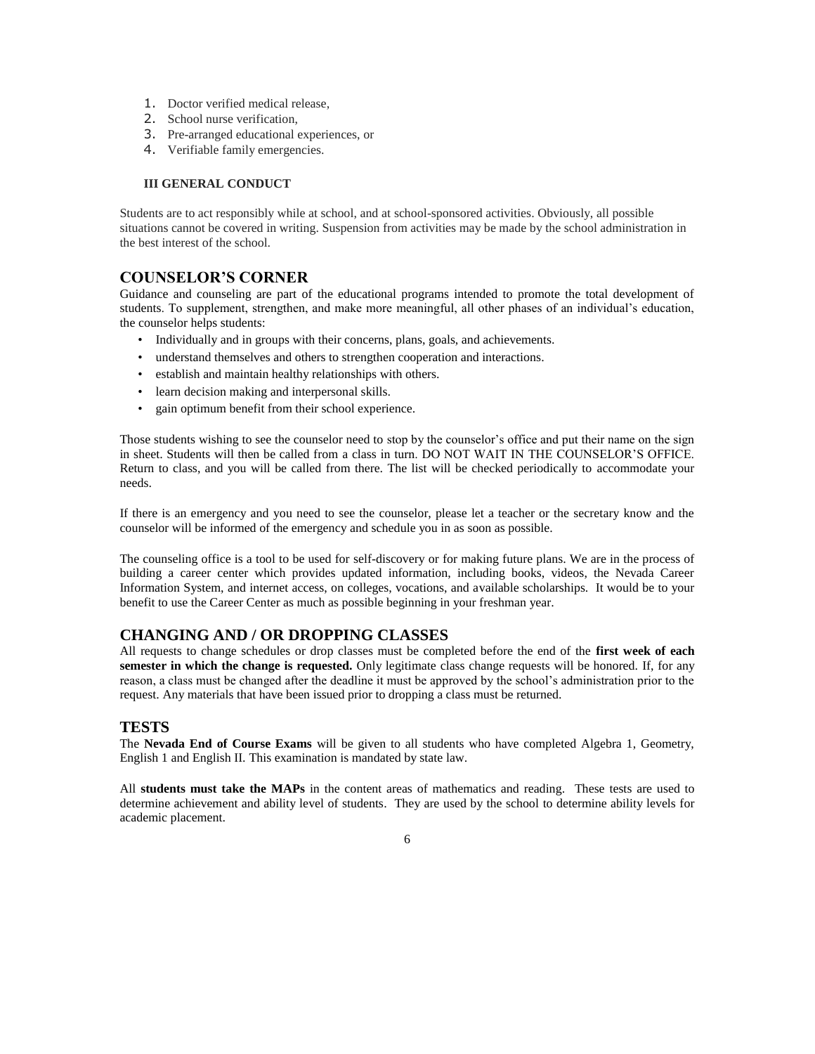1. Doctor verified medical release,
2. School nurse verification,
3. Pre-arranged educational experiences, or
4. Verifiable family emergencies.

### III GENERAL CONDUCT

Students are to act responsibly while at school, and at school-sponsored activities. Obviously, all possible situations cannot be covered in writing. Suspension from activities may be made by the school administration in the best interest of the school.

## COUNSELOR'S CORNER

Guidance and counseling are part of the educational programs intended to promote the total development of students. To supplement, strengthen, and make more meaningful, all other phases of an individual's education, the counselor helps students:

- Individually and in groups with their concerns, plans, goals, and achievements.
- understand themselves and others to strengthen cooperation and interactions.
- establish and maintain healthy relationships with others.
- learn decision making and interpersonal skills.
- gain optimum benefit from their school experience.

Those students wishing to see the counselor need to stop by the counselor's office and put their name on the sign in sheet. Students will then be called from a class in turn. DO NOT WAIT IN THE COUNSELOR'S OFFICE. Return to class, and you will be called from there. The list will be checked periodically to accommodate your needs.

If there is an emergency and you need to see the counselor, please let a teacher or the secretary know and the counselor will be informed of the emergency and schedule you in as soon as possible.

The counseling office is a tool to be used for self-discovery or for making future plans. We are in the process of building a career center which provides updated information, including books, videos, the Nevada Career Information System, and internet access, on colleges, vocations, and available scholarships. It would be to your benefit to use the Career Center as much as possible beginning in your freshman year.

## CHANGING AND / OR DROPPING CLASSES

All requests to change schedules or drop classes must be completed before the end of the **first week of each semester in which the change is requested.** Only legitimate class change requests will be honored. If, for any reason, a class must be changed after the deadline it must be approved by the school's administration prior to the request. Any materials that have been issued prior to dropping a class must be returned.

## TESTS

The **Nevada End of Course Exams** will be given to all students who have completed Algebra 1, Geometry, English 1 and English II. This examination is mandated by state law.

All **students must take the MAPs** in the content areas of mathematics and reading. These tests are used to determine achievement and ability level of students. They are used by the school to determine ability levels for academic placement.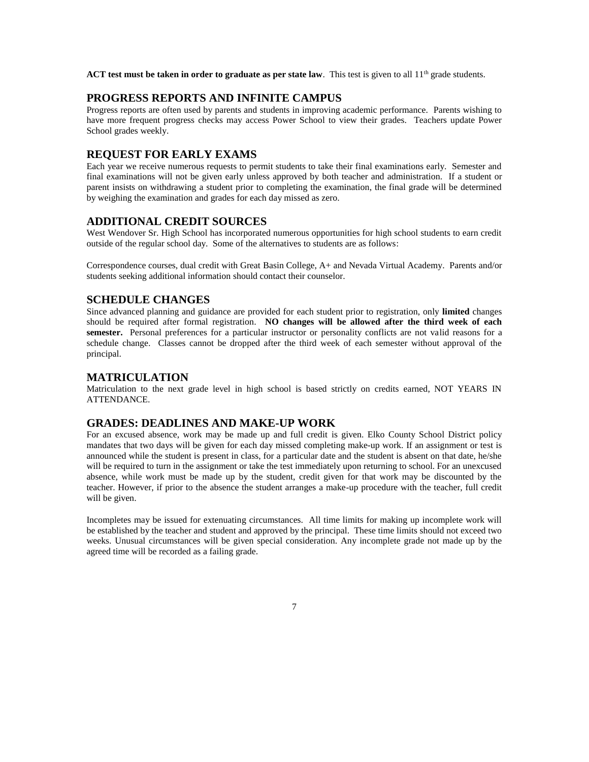**ACT test must be taken in order to graduate as per state law**. This test is given to all 11th grade students.

## PROGRESS REPORTS AND INFINITE CAMPUS

Progress reports are often used by parents and students in improving academic performance. Parents wishing to have more frequent progress checks may access Power School to view their grades. Teachers update Power School grades weekly.

## REQUEST FOR EARLY EXAMS

Each year we receive numerous requests to permit students to take their final examinations early. Semester and final examinations will not be given early unless approved by both teacher and administration. If a student or parent insists on withdrawing a student prior to completing the examination, the final grade will be determined by weighing the examination and grades for each day missed as zero.

## ADDITIONAL CREDIT SOURCES

West Wendover Sr. High School has incorporated numerous opportunities for high school students to earn credit outside of the regular school day. Some of the alternatives to students are as follows:

Correspondence courses, dual credit with Great Basin College, A+ and Nevada Virtual Academy. Parents and/or students seeking additional information should contact their counselor.

## SCHEDULE CHANGES

Since advanced planning and guidance are provided for each student prior to registration, only **limited** changes should be required after formal registration. **NO changes will be allowed after the third week of each semester.** Personal preferences for a particular instructor or personality conflicts are not valid reasons for a schedule change. Classes cannot be dropped after the third week of each semester without approval of the principal.

## MATRICULATION

Matriculation to the next grade level in high school is based strictly on credits earned, NOT YEARS IN ATTENDANCE.

## GRADES: DEADLINES AND MAKE-UP WORK

For an excused absence, work may be made up and full credit is given. Elko County School District policy mandates that two days will be given for each day missed completing make-up work. If an assignment or test is announced while the student is present in class, for a particular date and the student is absent on that date, he/she will be required to turn in the assignment or take the test immediately upon returning to school. For an unexcused absence, while work must be made up by the student, credit given for that work may be discounted by the teacher. However, if prior to the absence the student arranges a make-up procedure with the teacher, full credit will be given.

Incompletes may be issued for extenuating circumstances. All time limits for making up incomplete work will be established by the teacher and student and approved by the principal. These time limits should not exceed two weeks. Unusual circumstances will be given special consideration. Any incomplete grade not made up by the agreed time will be recorded as a failing grade.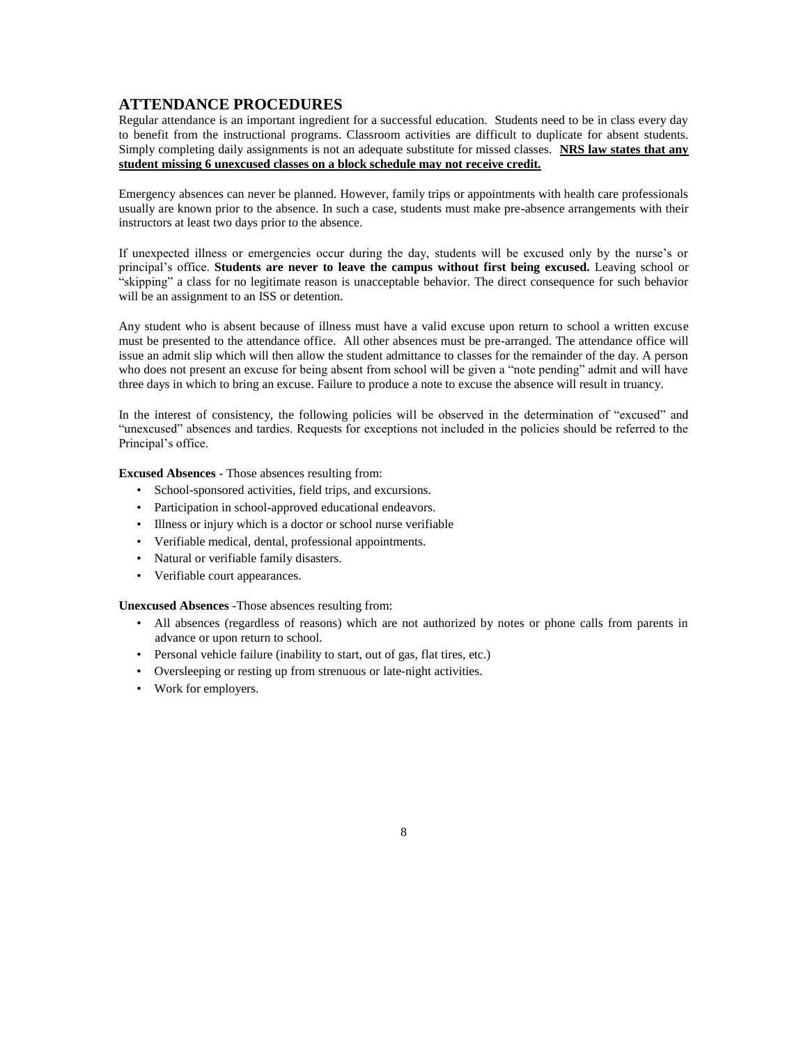## ATTENDANCE PROCEDURES

Regular attendance is an important ingredient for a successful education. Students need to be in class every day to benefit from the instructional programs. Classroom activities are difficult to duplicate for absent students. Simply completing daily assignments is not an adequate substitute for missed classes. **NRS law states that any student missing 6 unexcused classes on a block schedule may not receive credit.**

Emergency absences can never be planned. However, family trips or appointments with health care professionals usually are known prior to the absence. In such a case, students must make pre-absence arrangements with their instructors at least two days prior to the absence.

If unexpected illness or emergencies occur during the day, students will be excused only by the nurse's or principal's office. **Students are never to leave the campus without first being excused.** Leaving school or "skipping" a class for no legitimate reason is unacceptable behavior. The direct consequence for such behavior will be an assignment to an ISS or detention.

Any student who is absent because of illness must have a valid excuse upon return to school a written excuse must be presented to the attendance office. All other absences must be pre-arranged. The attendance office will issue an admit slip which will then allow the student admittance to classes for the remainder of the day. A person who does not present an excuse for being absent from school will be given a "note pending" admit and will have three days in which to bring an excuse. Failure to produce a note to excuse the absence will result in truancy.

In the interest of consistency, the following policies will be observed in the determination of "excused" and "unexcused" absences and tardies. Requests for exceptions not included in the policies should be referred to the Principal's office.

**Excused Absences** - Those absences resulting from:

- School-sponsored activities, field trips, and excursions.
- Participation in school-approved educational endeavors.
- Illness or injury which is a doctor or school nurse verifiable
- Verifiable medical, dental, professional appointments.
- Natural or verifiable family disasters.
- Verifiable court appearances.

**Unexcused Absences** -Those absences resulting from:

- All absences (regardless of reasons) which are not authorized by notes or phone calls from parents in advance or upon return to school.
- Personal vehicle failure (inability to start, out of gas, flat tires, etc.)
- Oversleeping or resting up from strenuous or late-night activities.
- Work for employers.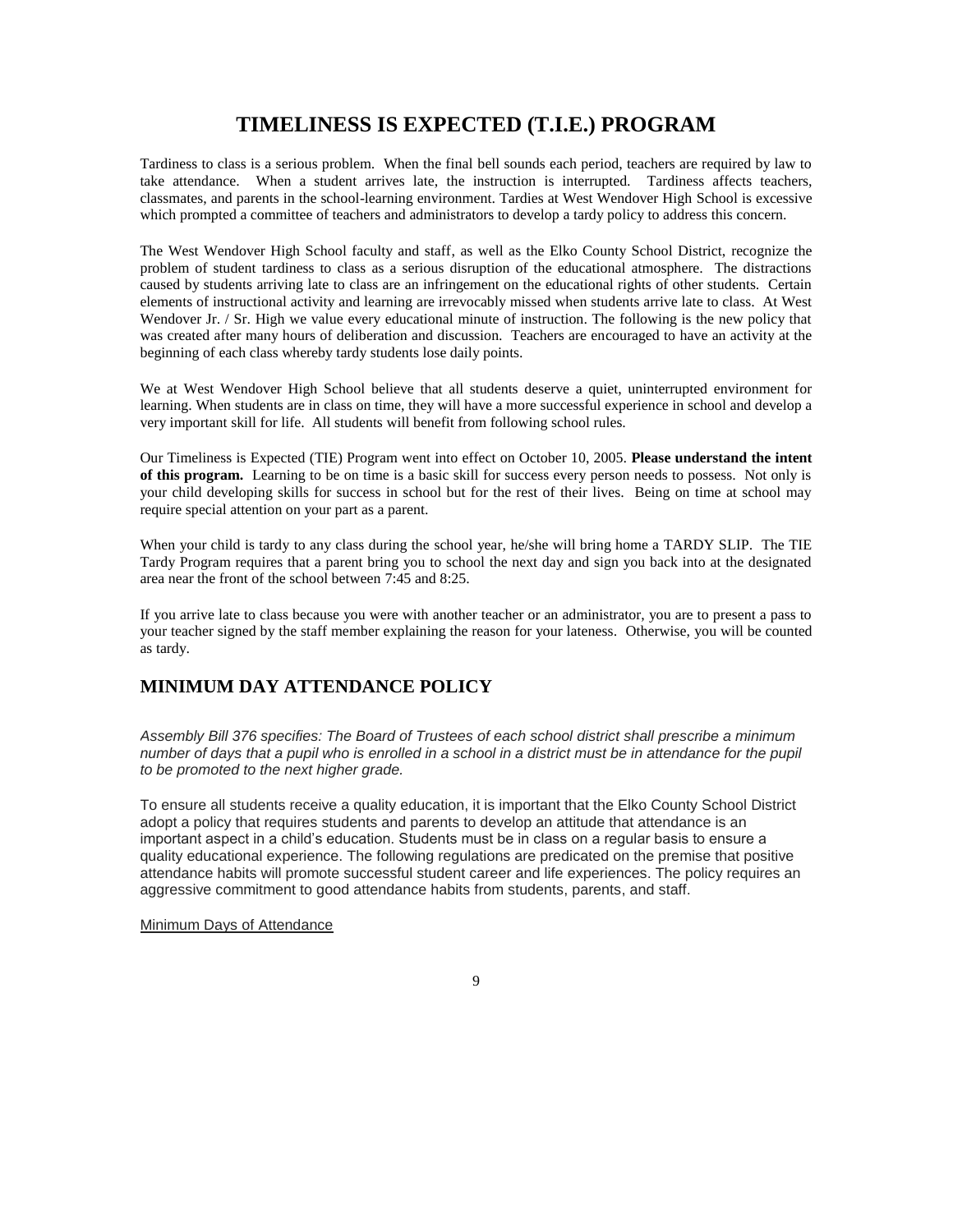# TIMELINESS IS EXPECTED (T.I.E.) PROGRAM

Tardiness to class is a serious problem. When the final bell sounds each period, teachers are required by law to take attendance. When a student arrives late, the instruction is interrupted. Tardiness affects teachers, classmates, and parents in the school-learning environment. Tardies at West Wendover High School is excessive which prompted a committee of teachers and administrators to develop a tardy policy to address this concern.

The West Wendover High School faculty and staff, as well as the Elko County School District, recognize the problem of student tardiness to class as a serious disruption of the educational atmosphere. The distractions caused by students arriving late to class are an infringement on the educational rights of other students. Certain elements of instructional activity and learning are irrevocably missed when students arrive late to class. At West Wendover Jr. / Sr. High we value every educational minute of instruction. The following is the new policy that was created after many hours of deliberation and discussion. Teachers are encouraged to have an activity at the beginning of each class whereby tardy students lose daily points.

We at West Wendover High School believe that all students deserve a quiet, uninterrupted environment for learning. When students are in class on time, they will have a more successful experience in school and develop a very important skill for life. All students will benefit from following school rules.

Our Timeliness is Expected (TIE) Program went into effect on October 10, 2005. **Please understand the intent of this program.** Learning to be on time is a basic skill for success every person needs to possess. Not only is your child developing skills for success in school but for the rest of their lives. Being on time at school may require special attention on your part as a parent.

When your child is tardy to any class during the school year, he/she will bring home a TARDY SLIP. The TIE Tardy Program requires that a parent bring you to school the next day and sign you back into at the designated area near the front of the school between 7:45 and 8:25.

If you arrive late to class because you were with another teacher or an administrator, you are to present a pass to your teacher signed by the staff member explaining the reason for your lateness. Otherwise, you will be counted as tardy.

## MINIMUM DAY ATTENDANCE POLICY

*Assembly Bill 376 specifies: The Board of Trustees of each school district shall prescribe a minimum number of days that a pupil who is enrolled in a school in a district must be in attendance for the pupil to be promoted to the next higher grade.*

To ensure all students receive a quality education, it is important that the Elko County School District adopt a policy that requires students and parents to develop an attitude that attendance is an important aspect in a child's education. Students must be in class on a regular basis to ensure a quality educational experience. The following regulations are predicated on the premise that positive attendance habits will promote successful student career and life experiences. The policy requires an aggressive commitment to good attendance habits from students, parents, and staff.

<u>Minimum Days of Attendance</u>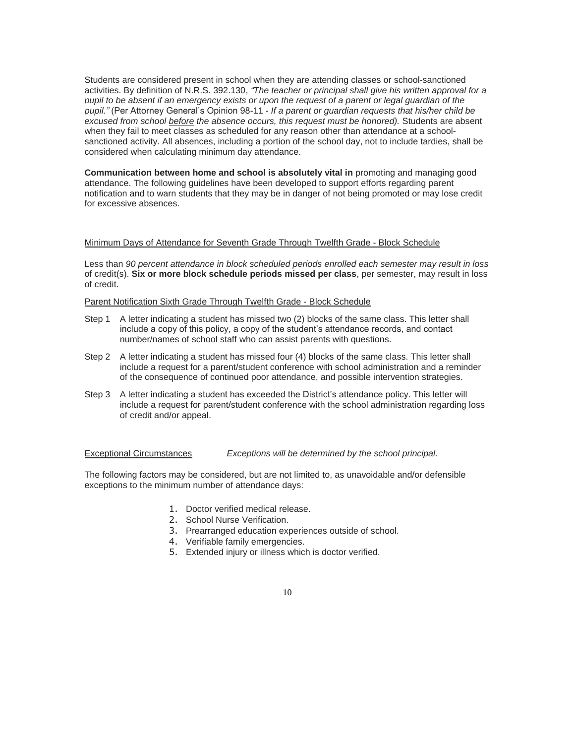Students are considered present in school when they are attending classes or school-sanctioned activities. By definition of N.R.S. 392.130, *"The teacher or principal shall give his written approval for a pupil to be absent if an emergency exists or upon the request of a parent or legal guardian of the pupil."* (Per Attorney General's Opinion 98-11 - *If a parent or guardian requests that his/her child be excused from school <u>before</u> the absence occurs, this request must be honored).* Students are absent when they fail to meet classes as scheduled for any reason other than attendance at a school-sanctioned activity. All absences, including a portion of the school day, not to include tardies, shall be considered when calculating minimum day attendance.

**Communication between home and school is absolutely vital in** promoting and managing good attendance. The following guidelines have been developed to support efforts regarding parent notification and to warn students that they may be in danger of not being promoted or may lose credit for excessive absences.

<u>Minimum Days of Attendance for Seventh Grade Through Twelfth Grade - Block Schedule</u>

Less than *90 percent attendance in block scheduled periods enrolled each semester may result in loss* of credit(s). **Six or more block schedule periods missed per class**, per semester, may result in loss of credit.

<u>Parent Notification Sixth Grade Through Twelfth Grade - Block Schedule</u>

Step 1 A letter indicating a student has missed two (2) blocks of the same class. This letter shall include a copy of this policy, a copy of the student's attendance records, and contact number/names of school staff who can assist parents with questions.

Step 2 A letter indicating a student has missed four (4) blocks of the same class. This letter shall include a request for a parent/student conference with school administration and a reminder of the consequence of continued poor attendance, and possible intervention strategies.

Step 3 A letter indicating a student has exceeded the District's attendance policy. This letter will include a request for parent/student conference with the school administration regarding loss of credit and/or appeal.

<u>Exceptional Circumstances</u> *Exceptions will be determined by the school principal.*

The following factors may be considered, but are not limited to, as unavoidable and/or defensible exceptions to the minimum number of attendance days:

1. Doctor verified medical release.
2. School Nurse Verification.
3. Prearranged education experiences outside of school.
4. Verifiable family emergencies.
5. Extended injury or illness which is doctor verified.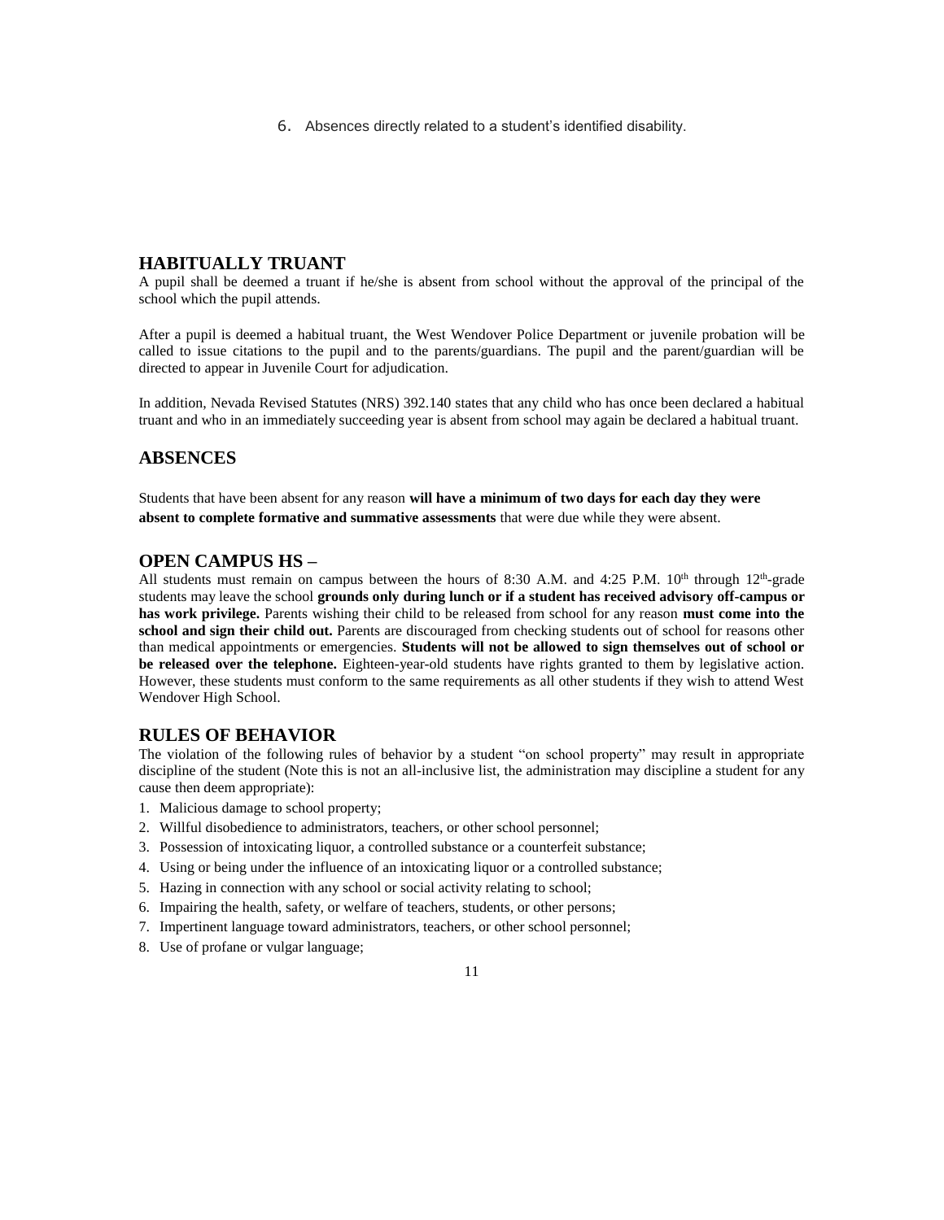6. Absences directly related to a student's identified disability.

## HABITUALLY TRUANT

A pupil shall be deemed a truant if he/she is absent from school without the approval of the principal of the school which the pupil attends.

After a pupil is deemed a habitual truant, the West Wendover Police Department or juvenile probation will be called to issue citations to the pupil and to the parents/guardians. The pupil and the parent/guardian will be directed to appear in Juvenile Court for adjudication.

In addition, Nevada Revised Statutes (NRS) 392.140 states that any child who has once been declared a habitual truant and who in an immediately succeeding year is absent from school may again be declared a habitual truant.

## ABSENCES

Students that have been absent for any reason **will have a minimum of two days for each day they were absent to complete formative and summative assessments** that were due while they were absent.

## OPEN CAMPUS HS –

All students must remain on campus between the hours of 8:30 A.M. and 4:25 P.M. 10th through 12th-grade students may leave the school **grounds only during lunch or if a student has received advisory off-campus or has work privilege.** Parents wishing their child to be released from school for any reason **must come into the school and sign their child out.** Parents are discouraged from checking students out of school for reasons other than medical appointments or emergencies. **Students will not be allowed to sign themselves out of school or be released over the telephone.** Eighteen-year-old students have rights granted to them by legislative action. However, these students must conform to the same requirements as all other students if they wish to attend West Wendover High School.

## RULES OF BEHAVIOR

The violation of the following rules of behavior by a student "on school property" may result in appropriate discipline of the student (Note this is not an all-inclusive list, the administration may discipline a student for any cause then deem appropriate):

1. Malicious damage to school property;
2. Willful disobedience to administrators, teachers, or other school personnel;
3. Possession of intoxicating liquor, a controlled substance or a counterfeit substance;
4. Using or being under the influence of an intoxicating liquor or a controlled substance;
5. Hazing in connection with any school or social activity relating to school;
6. Impairing the health, safety, or welfare of teachers, students, or other persons;
7. Impertinent language toward administrators, teachers, or other school personnel;
8. Use of profane or vulgar language;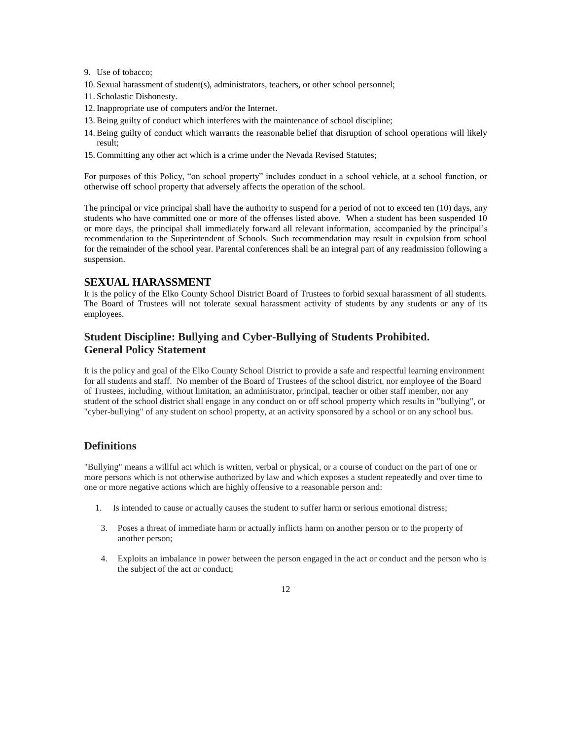9. Use of tobacco;
10. Sexual harassment of student(s), administrators, teachers, or other school personnel;
11. Scholastic Dishonesty.
12. Inappropriate use of computers and/or the Internet.
13. Being guilty of conduct which interferes with the maintenance of school discipline;
14. Being guilty of conduct which warrants the reasonable belief that disruption of school operations will likely result;
15. Committing any other act which is a crime under the Nevada Revised Statutes;

For purposes of this Policy, "on school property" includes conduct in a school vehicle, at a school function, or otherwise off school property that adversely affects the operation of the school.

The principal or vice principal shall have the authority to suspend for a period of not to exceed ten (10) days, any students who have committed one or more of the offenses listed above. When a student has been suspended 10 or more days, the principal shall immediately forward all relevant information, accompanied by the principal's recommendation to the Superintendent of Schools. Such recommendation may result in expulsion from school for the remainder of the school year. Parental conferences shall be an integral part of any readmission following a suspension.

## SEXUAL HARASSMENT

It is the policy of the Elko County School District Board of Trustees to forbid sexual harassment of all students. The Board of Trustees will not tolerate sexual harassment activity of students by any students or any of its employees.

## Student Discipline: Bullying and Cyber-Bullying of Students Prohibited. General Policy Statement

It is the policy and goal of the Elko County School District to provide a safe and respectful learning environment for all students and staff. No member of the Board of Trustees of the school district, nor employee of the Board of Trustees, including, without limitation, an administrator, principal, teacher or other staff member, nor any student of the school district shall engage in any conduct on or off school property which results in "bullying", or "cyber-bullying" of any student on school property, at an activity sponsored by a school or on any school bus.

## Definitions

"Bullying" means a willful act which is written, verbal or physical, or a course of conduct on the part of one or more persons which is not otherwise authorized by law and which exposes a student repeatedly and over time to one or more negative actions which are highly offensive to a reasonable person and:

1. Is intended to cause or actually causes the student to suffer harm or serious emotional distress;
3. Poses a threat of immediate harm or actually inflicts harm on another person or to the property of another person;
4. Exploits an imbalance in power between the person engaged in the act or conduct and the person who is the subject of the act or conduct;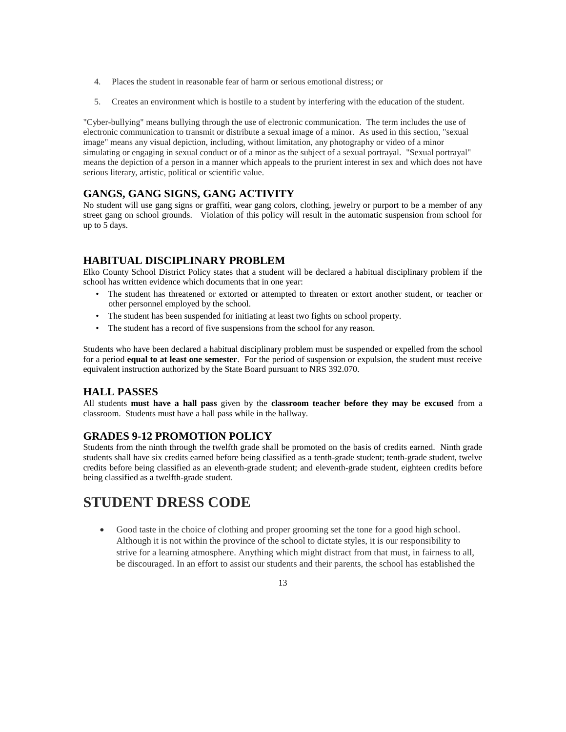4. Places the student in reasonable fear of harm or serious emotional distress; or

5. Creates an environment which is hostile to a student by interfering with the education of the student.

"Cyber-bullying" means bullying through the use of electronic communication. The term includes the use of electronic communication to transmit or distribute a sexual image of a minor. As used in this section, "sexual image" means any visual depiction, including, without limitation, any photography or video of a minor simulating or engaging in sexual conduct or of a minor as the subject of a sexual portrayal. "Sexual portrayal" means the depiction of a person in a manner which appeals to the prurient interest in sex and which does not have serious literary, artistic, political or scientific value.

### GANGS, GANG SIGNS, GANG ACTIVITY

No student will use gang signs or graffiti, wear gang colors, clothing, jewelry or purport to be a member of any street gang on school grounds. Violation of this policy will result in the automatic suspension from school for up to 5 days.

### HABITUAL DISCIPLINARY PROBLEM

Elko County School District Policy states that a student will be declared a habitual disciplinary problem if the school has written evidence which documents that in one year:

- The student has threatened or extorted or attempted to threaten or extort another student, or teacher or other personnel employed by the school.
- The student has been suspended for initiating at least two fights on school property.
- The student has a record of five suspensions from the school for any reason.

Students who have been declared a habitual disciplinary problem must be suspended or expelled from the school for a period **equal to at least one semester**. For the period of suspension or expulsion, the student must receive equivalent instruction authorized by the State Board pursuant to NRS 392.070.

### HALL PASSES

All students **must have a hall pass** given by the **classroom teacher before they may be excused** from a classroom. Students must have a hall pass while in the hallway.

### GRADES 9-12 PROMOTION POLICY

Students from the ninth through the twelfth grade shall be promoted on the basis of credits earned. Ninth grade students shall have six credits earned before being classified as a tenth-grade student; tenth-grade student, twelve credits before being classified as an eleventh-grade student; and eleventh-grade student, eighteen credits before being classified as a twelfth-grade student.

## STUDENT DRESS CODE

- Good taste in the choice of clothing and proper grooming set the tone for a good high school. Although it is not within the province of the school to dictate styles, it is our responsibility to strive for a learning atmosphere. Anything which might distract from that must, in fairness to all, be discouraged. In an effort to assist our students and their parents, the school has established the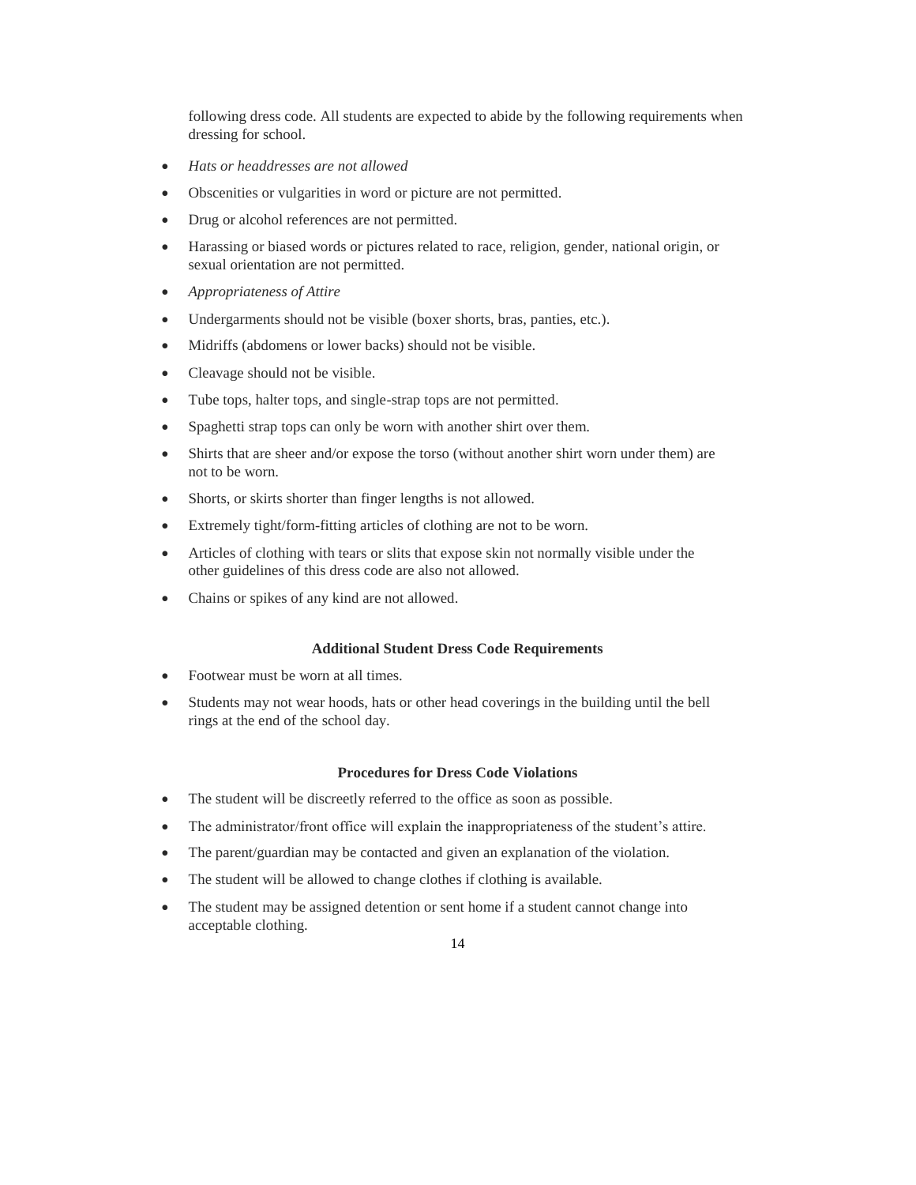following dress code. All students are expected to abide by the following requirements when dressing for school.

- *Hats or headdresses are not allowed*
- Obscenities or vulgarities in word or picture are not permitted.
- Drug or alcohol references are not permitted.
- Harassing or biased words or pictures related to race, religion, gender, national origin, or sexual orientation are not permitted.
- *Appropriateness of Attire*
- Undergarments should not be visible (boxer shorts, bras, panties, etc.).
- Midriffs (abdomens or lower backs) should not be visible.
- Cleavage should not be visible.
- Tube tops, halter tops, and single-strap tops are not permitted.
- Spaghetti strap tops can only be worn with another shirt over them.
- Shirts that are sheer and/or expose the torso (without another shirt worn under them) are not to be worn.
- Shorts, or skirts shorter than finger lengths is not allowed.
- Extremely tight/form-fitting articles of clothing are not to be worn.
- Articles of clothing with tears or slits that expose skin not normally visible under the other guidelines of this dress code are also not allowed.
- Chains or spikes of any kind are not allowed.

### Additional Student Dress Code Requirements

- Footwear must be worn at all times.
- Students may not wear hoods, hats or other head coverings in the building until the bell rings at the end of the school day.

### Procedures for Dress Code Violations

- The student will be discreetly referred to the office as soon as possible.
- The administrator/front office will explain the inappropriateness of the student's attire.
- The parent/guardian may be contacted and given an explanation of the violation.
- The student will be allowed to change clothes if clothing is available.
- The student may be assigned detention or sent home if a student cannot change into acceptable clothing.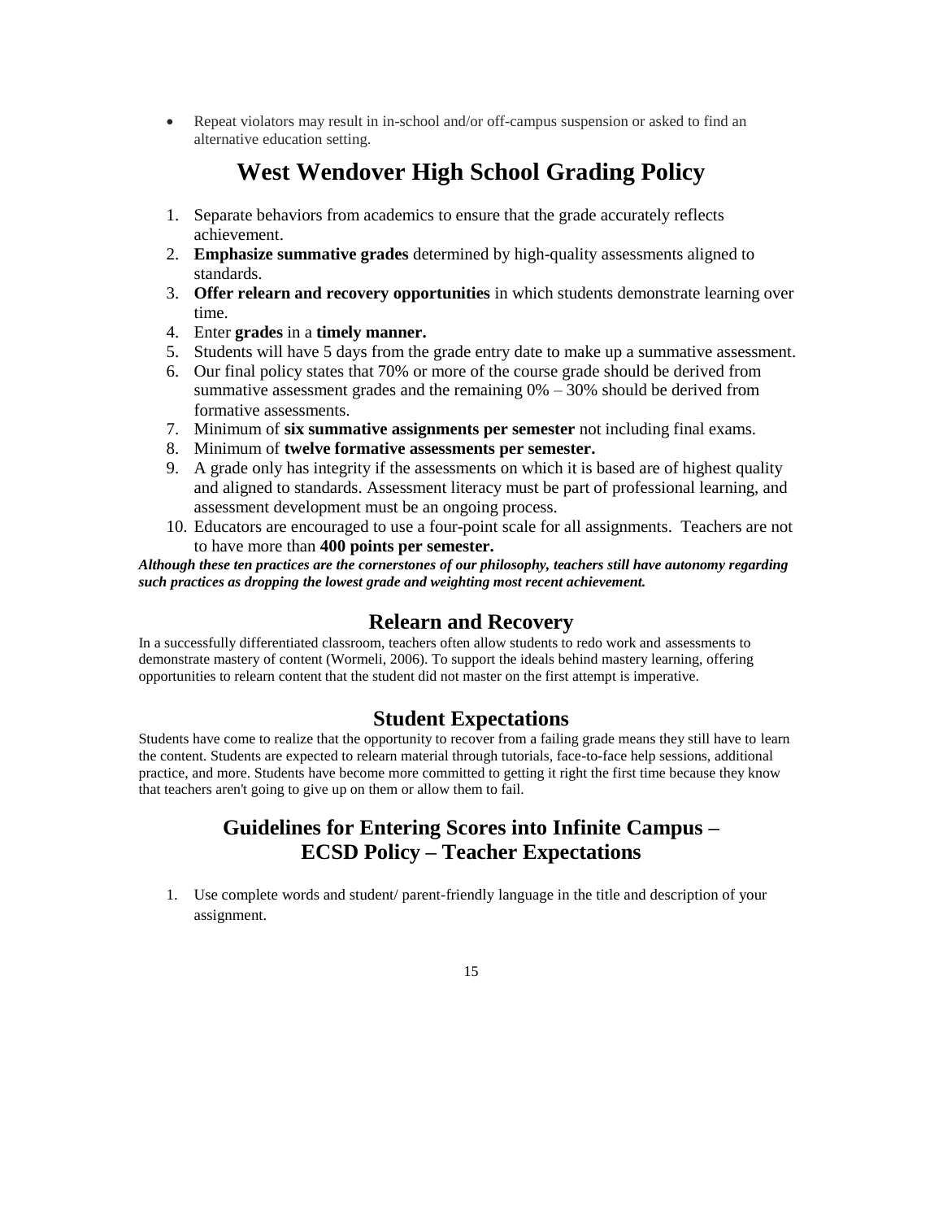- Repeat violators may result in in-school and/or off-campus suspension or asked to find an alternative education setting.

## West Wendover High School Grading Policy

1. Separate behaviors from academics to ensure that the grade accurately reflects achievement.
2. **Emphasize summative grades** determined by high-quality assessments aligned to standards.
3. **Offer relearn and recovery opportunities** in which students demonstrate learning over time.
4. Enter **grades** in a **timely manner.**
5. Students will have 5 days from the grade entry date to make up a summative assessment.
6. Our final policy states that 70% or more of the course grade should be derived from summative assessment grades and the remaining 0% – 30% should be derived from formative assessments.
7. Minimum of **six summative assignments per semester** not including final exams.
8. Minimum of **twelve formative assessments per semester.**
9. A grade only has integrity if the assessments on which it is based are of highest quality and aligned to standards. Assessment literacy must be part of professional learning, and assessment development must be an ongoing process.
10. Educators are encouraged to use a four-point scale for all assignments. Teachers are not to have more than **400 points per semester.**

***Although these ten practices are the cornerstones of our philosophy, teachers still have autonomy regarding such practices as dropping the lowest grade and weighting most recent achievement.***

## Relearn and Recovery

In a successfully differentiated classroom, teachers often allow students to redo work and assessments to demonstrate mastery of content (Wormeli, 2006). To support the ideals behind mastery learning, offering opportunities to relearn content that the student did not master on the first attempt is imperative.

## Student Expectations

Students have come to realize that the opportunity to recover from a failing grade means they still have to learn the content. Students are expected to relearn material through tutorials, face-to-face help sessions, additional practice, and more. Students have become more committed to getting it right the first time because they know that teachers aren't going to give up on them or allow them to fail.

## Guidelines for Entering Scores into Infinite Campus – ECSD Policy – Teacher Expectations

1. Use complete words and student/ parent-friendly language in the title and description of your assignment.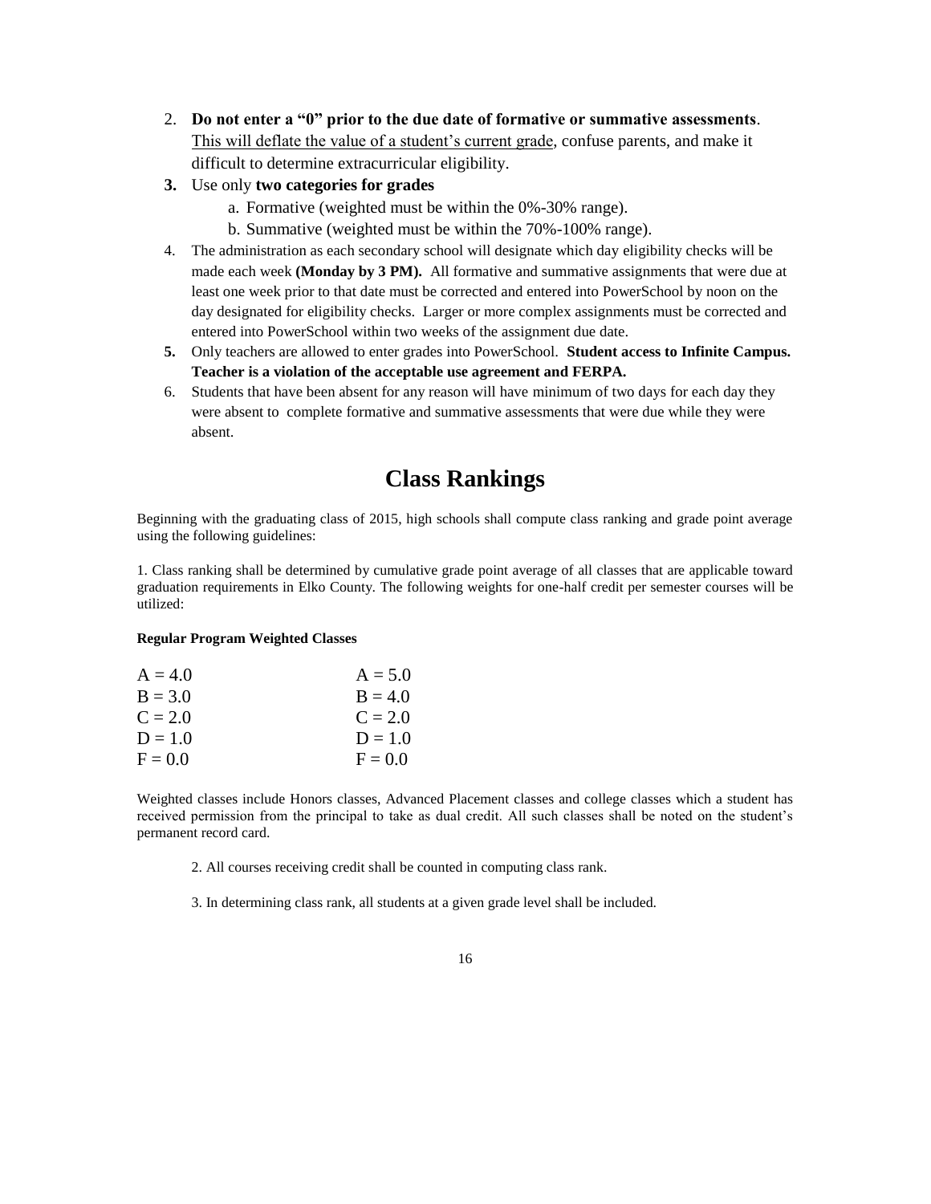2. **Do not enter a "0" prior to the due date of formative or summative assessments**. <u>This will deflate the value of a student's current grade</u>, confuse parents, and make it difficult to determine extracurricular eligibility.
3. Use only **two categories for grades**
    a. Formative (weighted must be within the 0%-30% range).
    b. Summative (weighted must be within the 70%-100% range).
4. The administration as each secondary school will designate which day eligibility checks will be made each week **(Monday by 3 PM).** All formative and summative assignments that were due at least one week prior to that date must be corrected and entered into PowerSchool by noon on the day designated for eligibility checks. Larger or more complex assignments must be corrected and entered into PowerSchool within two weeks of the assignment due date.
5. Only teachers are allowed to enter grades into PowerSchool. **Student access to Infinite Campus. Teacher is a violation of the acceptable use agreement and FERPA.**
6. Students that have been absent for any reason will have minimum of two days for each day they were absent to complete formative and summative assessments that were due while they were absent.

# Class Rankings

Beginning with the graduating class of 2015, high schools shall compute class ranking and grade point average using the following guidelines:

1. Class ranking shall be determined by cumulative grade point average of all classes that are applicable toward graduation requirements in Elko County. The following weights for one-half credit per semester courses will be utilized:

**Regular Program Weighted Classes**

| Regular Program | Weighted Classes |
|---|---|
| A = 4.0 | A = 5.0 |
| B = 3.0 | B = 4.0 |
| C = 2.0 | C = 2.0 |
| D = 1.0 | D = 1.0 |
| F = 0.0 | F = 0.0 |

Weighted classes include Honors classes, Advanced Placement classes and college classes which a student has received permission from the principal to take as dual credit. All such classes shall be noted on the student's permanent record card.

2. All courses receiving credit shall be counted in computing class rank.

3. In determining class rank, all students at a given grade level shall be included.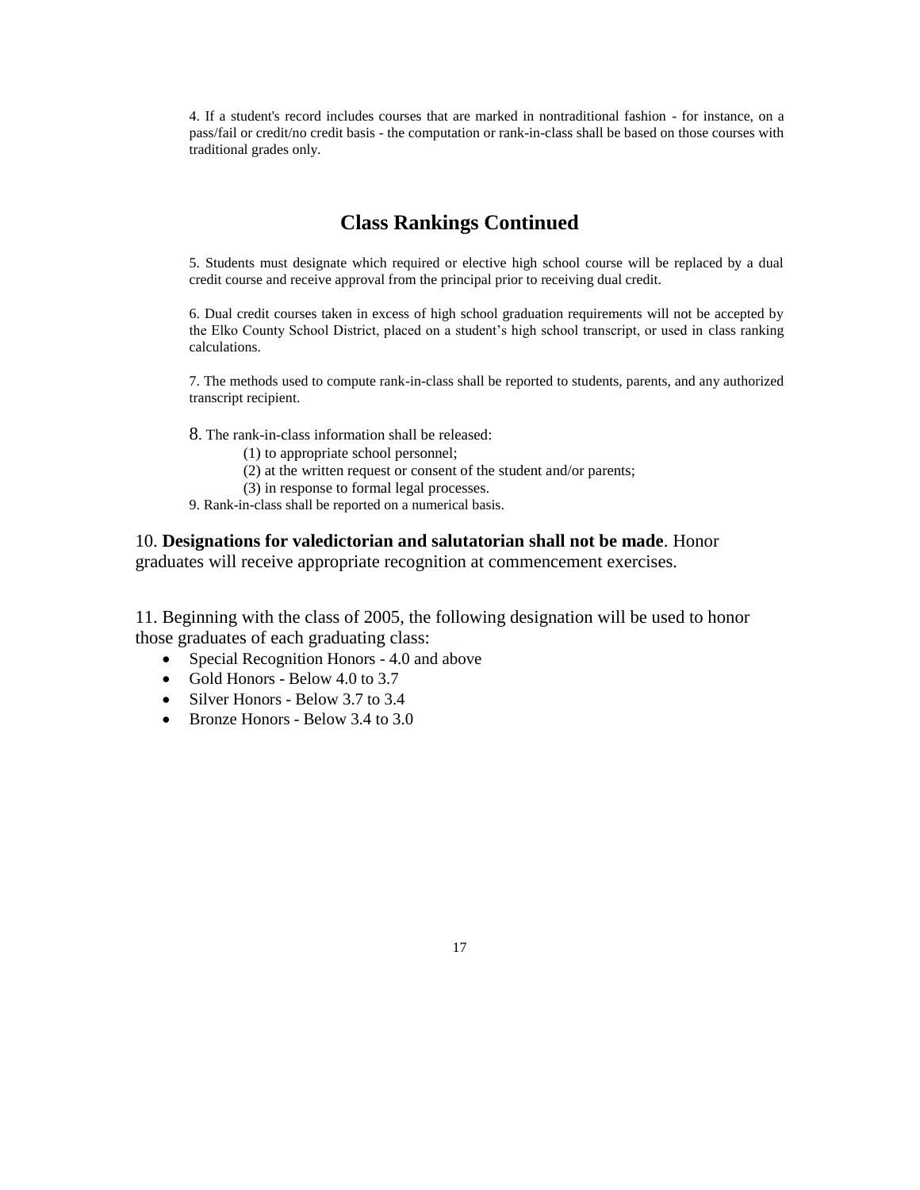4. If a student's record includes courses that are marked in nontraditional fashion - for instance, on a pass/fail or credit/no credit basis - the computation or rank-in-class shall be based on those courses with traditional grades only.

## Class Rankings Continued

5. Students must designate which required or elective high school course will be replaced by a dual credit course and receive approval from the principal prior to receiving dual credit.

6. Dual credit courses taken in excess of high school graduation requirements will not be accepted by the Elko County School District, placed on a student's high school transcript, or used in class ranking calculations.

7. The methods used to compute rank-in-class shall be reported to students, parents, and any authorized transcript recipient.

8. The rank-in-class information shall be released:

(1) to appropriate school personnel;
(2) at the written request or consent of the student and/or parents;
(3) in response to formal legal processes.

9. Rank-in-class shall be reported on a numerical basis.

10. **Designations for valedictorian and salutatorian shall not be made**. Honor graduates will receive appropriate recognition at commencement exercises.

11. Beginning with the class of 2005, the following designation will be used to honor those graduates of each graduating class:

- Special Recognition Honors - 4.0 and above
- Gold Honors - Below 4.0 to 3.7
- Silver Honors - Below 3.7 to 3.4
- Bronze Honors - Below 3.4 to 3.0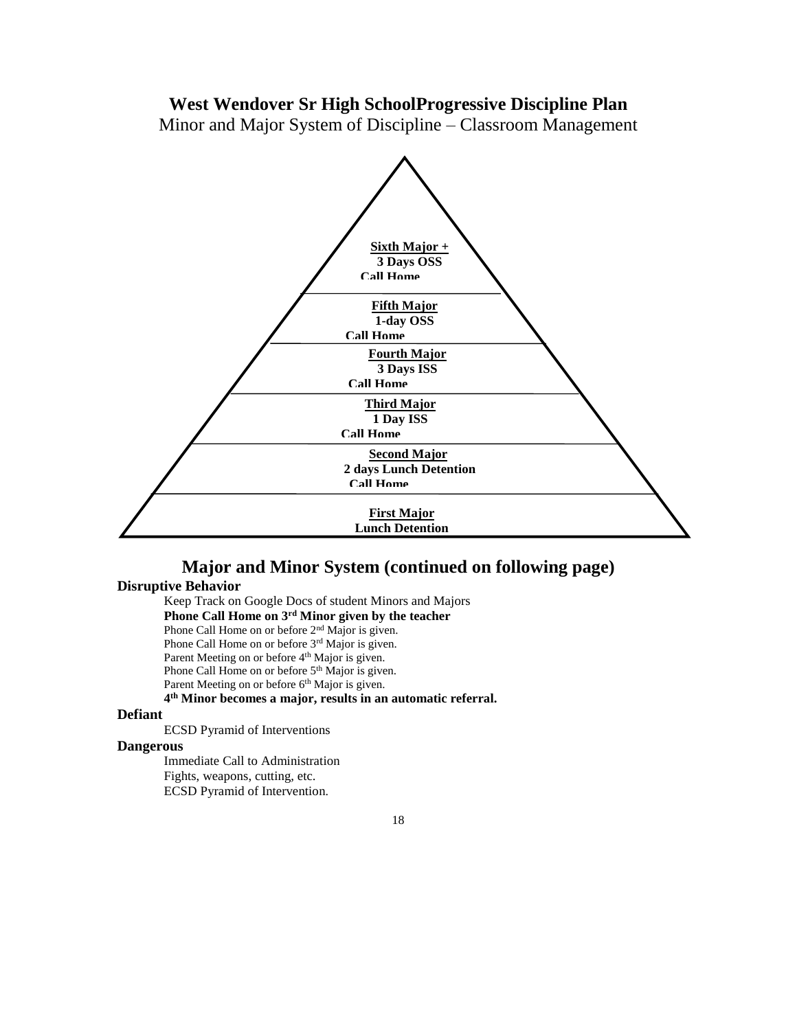# West Wendover Sr High SchoolProgressive Discipline Plan

Minor and Major System of Discipline – Classroom Management

**Sixth Major +**
**3 Days OSS**
**Call Home**

**Fifth Major**
**1-day OSS**
**Call Home**

**Fourth Major**
**3 Days ISS**
**Call Home**

**Third Major**
**1 Day ISS**
**Call Home**

**Second Major**
**2 days Lunch Detention**
**Call Home**

**First Major**
**Lunch Detention**

## Major and Minor System (continued on following page)

**Disruptive Behavior**

Keep Track on Google Docs of student Minors and Majors

**Phone Call Home on 3rd Minor given by the teacher**

Phone Call Home on or before 2nd Major is given.

Phone Call Home on or before 3rd Major is given.

Parent Meeting on or before 4th Major is given.

Phone Call Home on or before 5th Major is given.

Parent Meeting on or before 6th Major is given.

**4th Minor becomes a major, results in an automatic referral.**

**Defiant**

ECSD Pyramid of Interventions

**Dangerous**

Immediate Call to Administration

Fights, weapons, cutting, etc.

ECSD Pyramid of Intervention.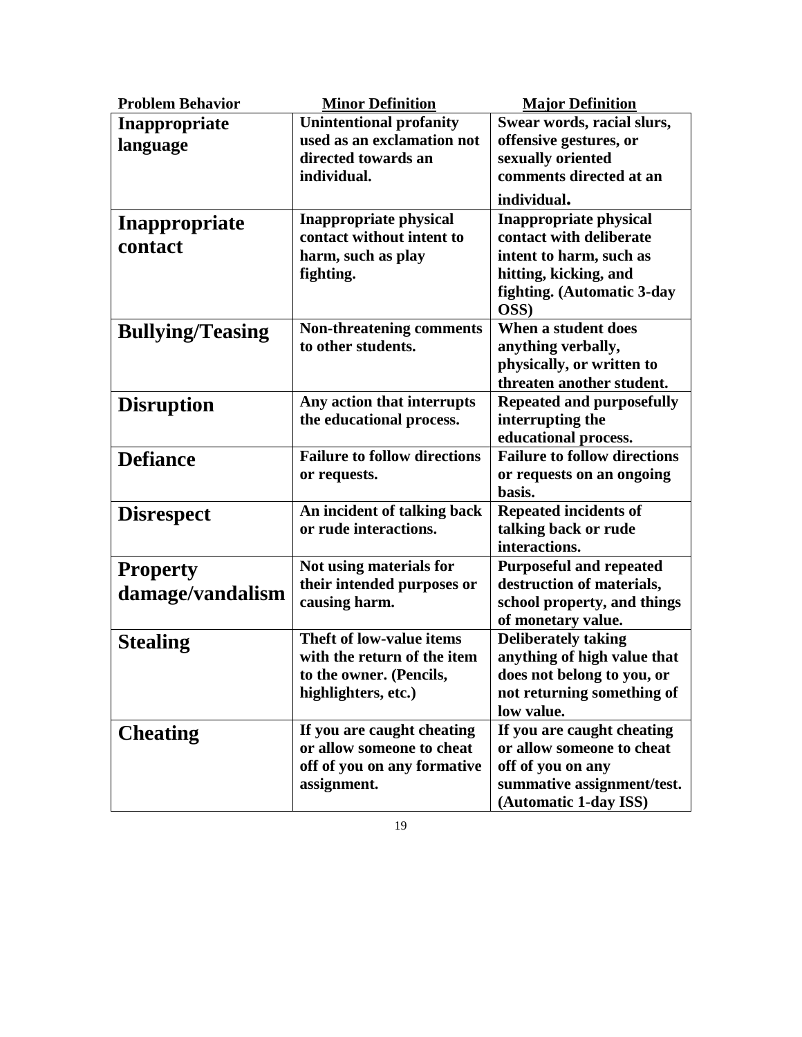| Problem Behavior | Minor Definition | Major Definition |
|---|---|---|
| **Inappropriate language** | **Unintentional profanity used as an exclamation not directed towards an individual.** | **Swear words, racial slurs, offensive gestures, or sexually oriented comments directed at an individual.** |
| **Inappropriate contact** | **Inappropriate physical contact without intent to harm, such as play fighting.** | **Inappropriate physical contact with deliberate intent to harm, such as hitting, kicking, and fighting. (Automatic 3-day OSS)** |
| **Bullying/Teasing** | **Non-threatening comments to other students.** | **When a student does anything verbally, physically, or written to threaten another student.** |
| **Disruption** | **Any action that interrupts the educational process.** | **Repeated and purposefully interrupting the educational process.** |
| **Defiance** | **Failure to follow directions or requests.** | **Failure to follow directions or requests on an ongoing basis.** |
| **Disrespect** | **An incident of talking back or rude interactions.** | **Repeated incidents of talking back or rude interactions.** |
| **Property damage/vandalism** | **Not using materials for their intended purposes or causing harm.** | **Purposeful and repeated destruction of materials, school property, and things of monetary value.** |
| **Stealing** | **Theft of low-value items with the return of the item to the owner. (Pencils, highlighters, etc.)** | **Deliberately taking anything of high value that does not belong to you, or not returning something of low value.** |
| **Cheating** | **If you are caught cheating or allow someone to cheat off of you on any formative assignment.** | **If you are caught cheating or allow someone to cheat off of you on any summative assignment/test. (Automatic 1-day ISS)** |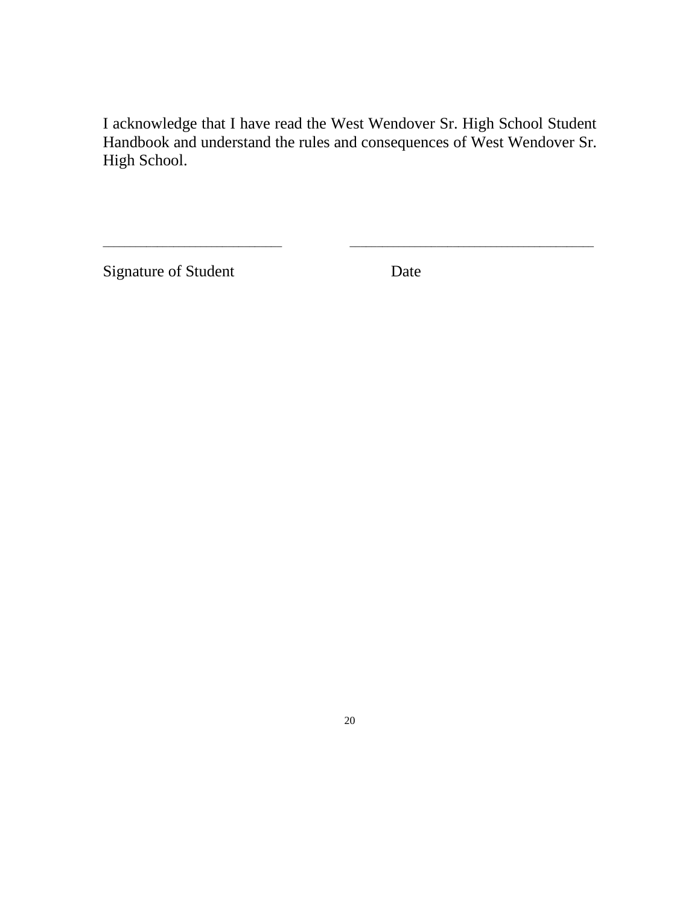I acknowledge that I have read the West Wendover Sr. High School Student Handbook and understand the rules and consequences of West Wendover Sr. High School.

________________________ ________________________________

Signature of Student Date